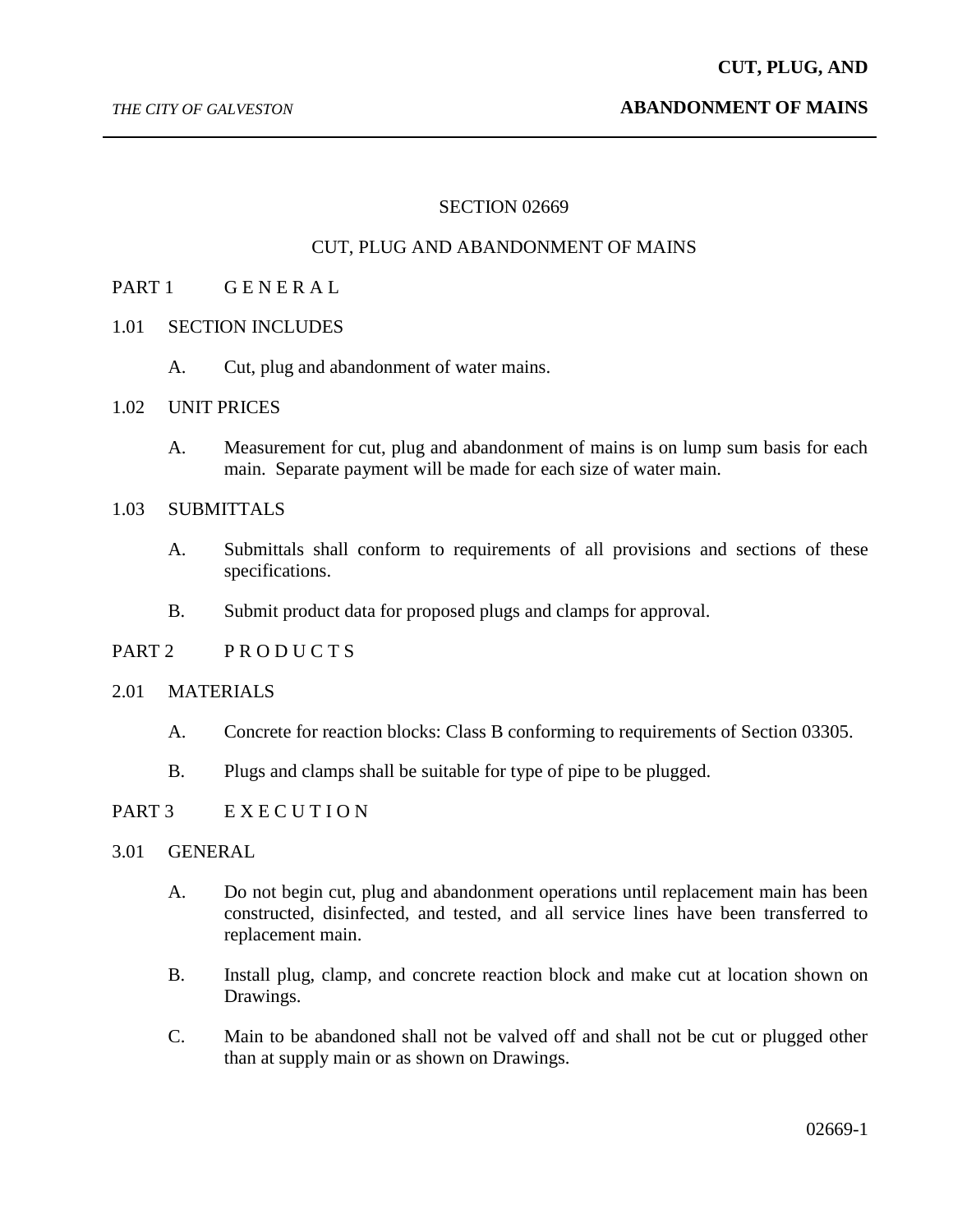# SECTION 02669

## CUT, PLUG AND ABANDONMENT OF MAINS

## PART 1 G E N E R A L

### 1.01 SECTION INCLUDES

A. Cut, plug and abandonment of water mains.

### 1.02 UNIT PRICES

A. Measurement for cut, plug and abandonment of mains is on lump sum basis for each main. Separate payment will be made for each size of water main.

### 1.03 SUBMITTALS

A. Submittals shall conform to requirements of all provisions and sections of these specifications.

B. Submit product data for proposed plugs and clamps for approval.

## PART 2 P R O D U C T S

### 2.01 MATERIALS

A. Concrete for reaction blocks: Class B conforming to requirements of Section 03305.

B. Plugs and clamps shall be suitable for type of pipe to be plugged.

## PART 3 E X E C U T I O N

### 3.01 GENERAL

A. Do not begin cut, plug and abandonment operations until replacement main has been constructed, disinfected, and tested, and all service lines have been transferred to replacement main.

B. Install plug, clamp, and concrete reaction block and make cut at location shown on Drawings.

C. Main to be abandoned shall not be valved off and shall not be cut or plugged other than at supply main or as shown on Drawings.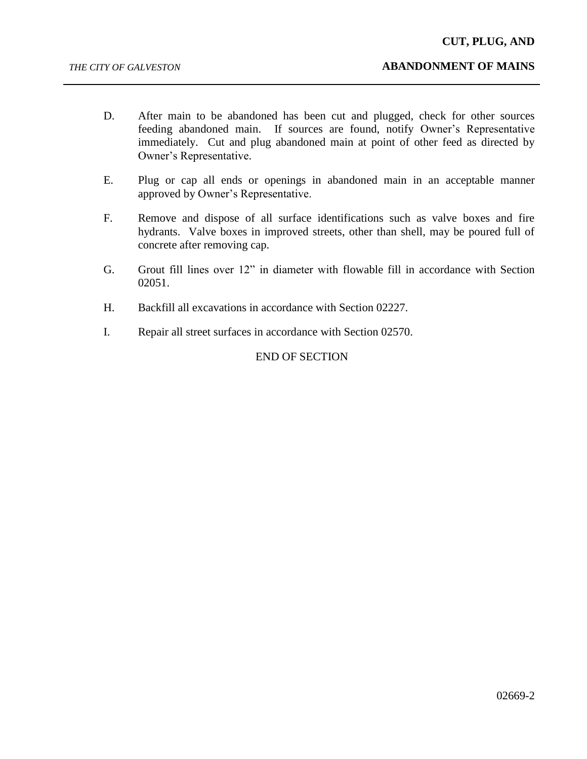D. After main to be abandoned has been cut and plugged, check for other sources feeding abandoned main. If sources are found, notify Owner's Representative immediately. Cut and plug abandoned main at point of other feed as directed by Owner's Representative.

E. Plug or cap all ends or openings in abandoned main in an acceptable manner approved by Owner's Representative.

F. Remove and dispose of all surface identifications such as valve boxes and fire hydrants. Valve boxes in improved streets, other than shell, may be poured full of concrete after removing cap.

G. Grout fill lines over 12" in diameter with flowable fill in accordance with Section 02051.

H. Backfill all excavations in accordance with Section 02227.

I. Repair all street surfaces in accordance with Section 02570.

END OF SECTION